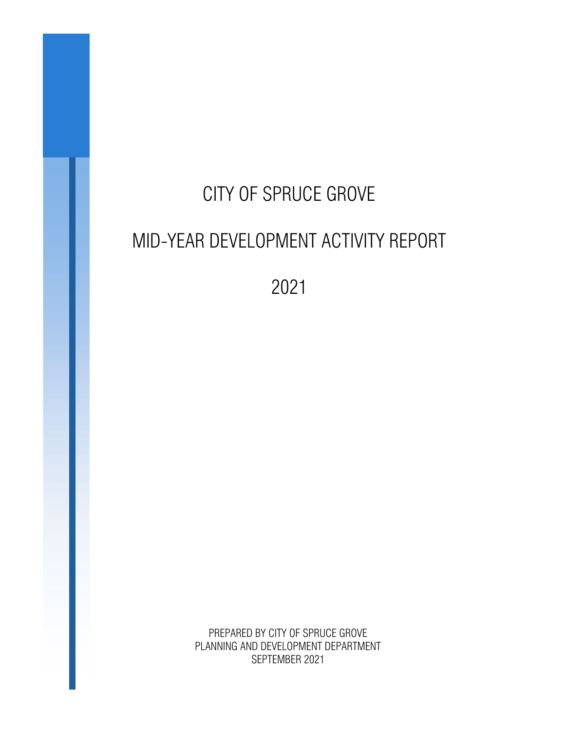# CITY OF SPRUCE GROVE

# MID-YEAR DEVELOPMENT ACTIVITY REPORT

# 2021

PREPARED BY CITY OF SPRUCE GROVE
PLANNING AND DEVELOPMENT DEPARTMENT
SEPTEMBER 2021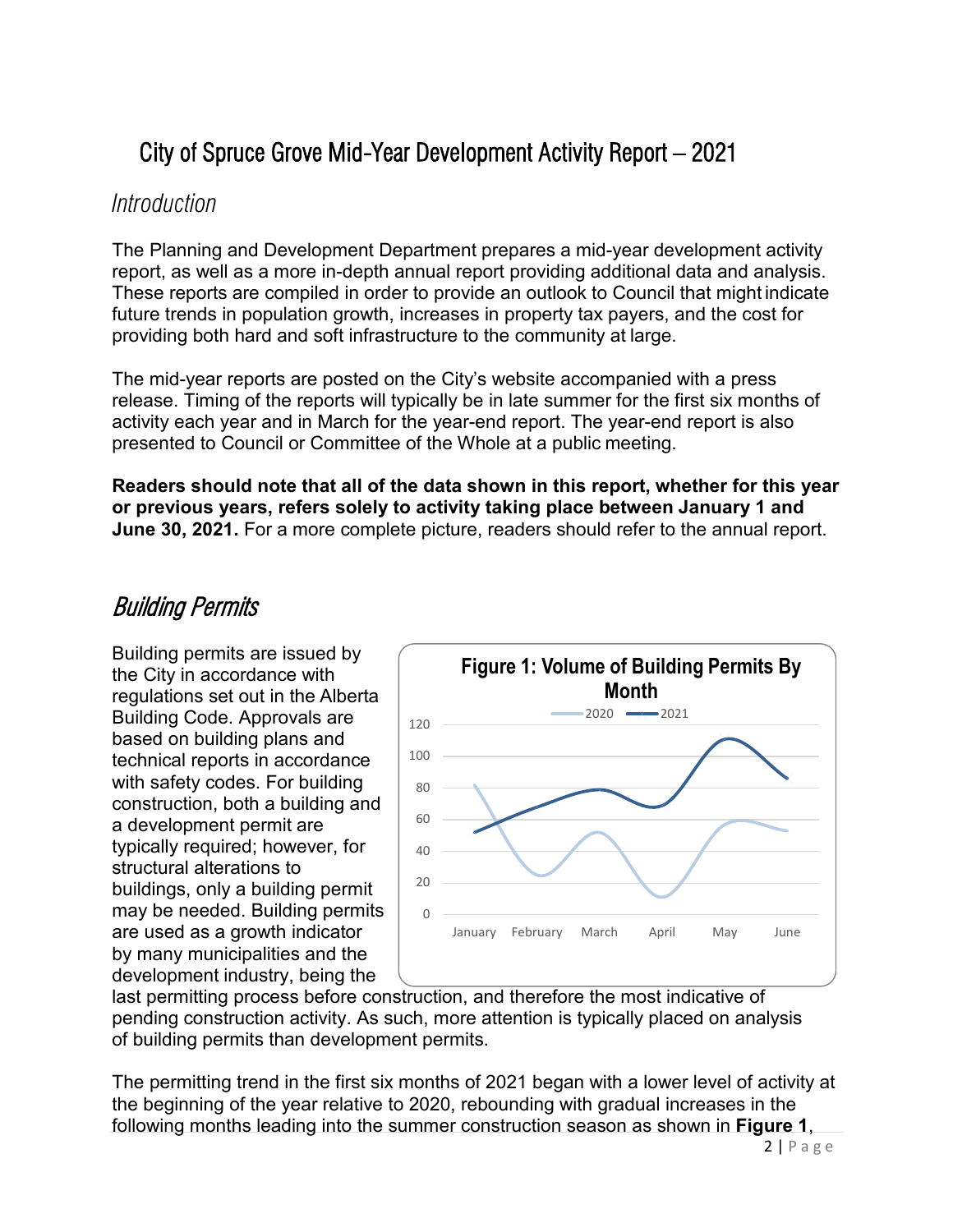# City of Spruce Grove Mid-Year Development Activity Report – 2021

## Introduction

The Planning and Development Department prepares a mid-year development activity report, as well as a more in-depth annual report providing additional data and analysis. These reports are compiled in order to provide an outlook to Council that might indicate future trends in population growth, increases in property tax payers, and the cost for providing both hard and soft infrastructure to the community at large.

The mid-year reports are posted on the City's website accompanied with a press release. Timing of the reports will typically be in late summer for the first six months of activity each year and in March for the year-end report. The year-end report is also presented to Council or Committee of the Whole at a public meeting.

**Readers should note that all of the data shown in this report, whether for this year or previous years, refers solely to activity taking place between January 1 and June 30, 2021.** For a more complete picture, readers should refer to the annual report.

## *Building Permits*

Building permits are issued by the City in accordance with regulations set out in the Alberta Building Code. Approvals are based on building plans and technical reports in accordance with safety codes. For building construction, both a building and a development permit are typically required; however, for structural alterations to buildings, only a building permit may be needed. Building permits are used as a growth indicator by many municipalities and the development industry, being the last permitting process before construction, and therefore the most indicative of pending construction activity. As such, more attention is typically placed on analysis of building permits than development permits.

**Figure 1: Volume of Building Permits By Month**

The permitting trend in the first six months of 2021 began with a lower level of activity at the beginning of the year relative to 2020, rebounding with gradual increases in the following months leading into the summer construction season as shown in **Figure 1**,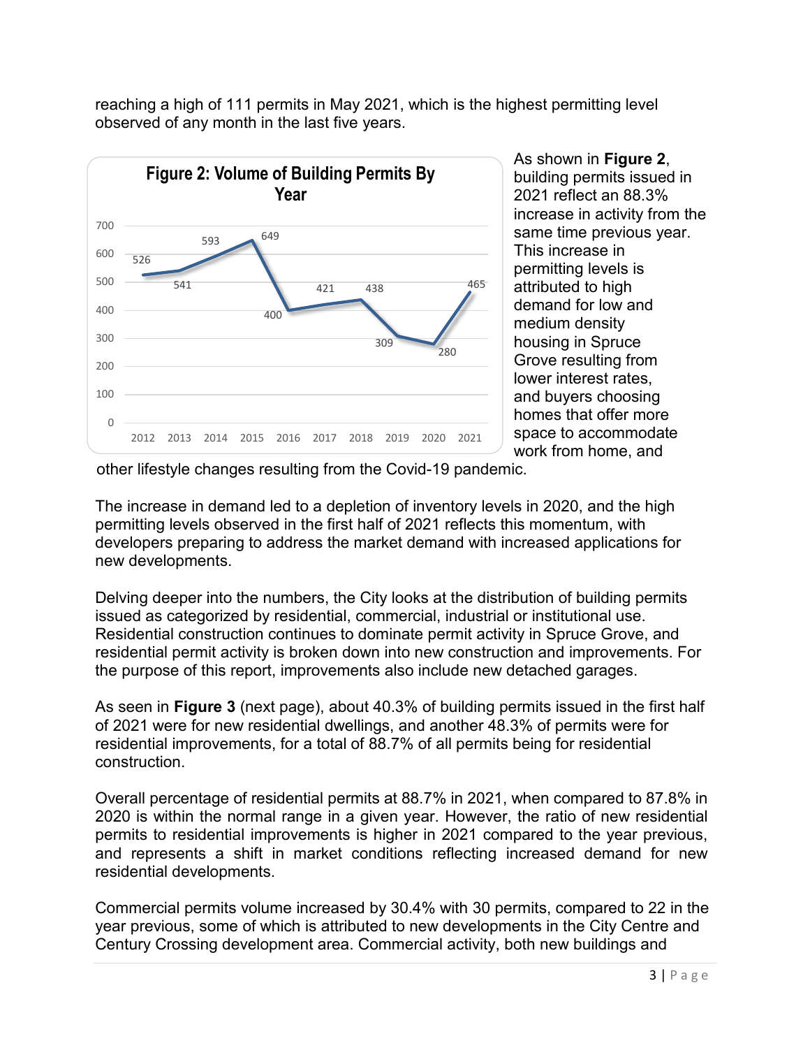reaching a high of 111 permits in May 2021, which is the highest permitting level observed of any month in the last five years.

**Figure 2: Volume of Building Permits By Year**

| Year | Permits |
|---|---|
| 2012 | 526 |
| 2013 | 541 |
| 2014 | 593 |
| 2015 | 649 |
| 2016 | 400 |
| 2017 | 421 |
| 2018 | 438 |
| 2019 | 309 |
| 2020 | 280 |
| 2021 | 465 |

As shown in **Figure 2**, building permits issued in 2021 reflect an 88.3% increase in activity from the same time previous year. This increase in permitting levels is attributed to high demand for low and medium density housing in Spruce Grove resulting from lower interest rates, and buyers choosing homes that offer more space to accommodate work from home, and other lifestyle changes resulting from the Covid-19 pandemic.

The increase in demand led to a depletion of inventory levels in 2020, and the high permitting levels observed in the first half of 2021 reflects this momentum, with developers preparing to address the market demand with increased applications for new developments.

Delving deeper into the numbers, the City looks at the distribution of building permits issued as categorized by residential, commercial, industrial or institutional use. Residential construction continues to dominate permit activity in Spruce Grove, and residential permit activity is broken down into new construction and improvements. For the purpose of this report, improvements also include new detached garages.

As seen in **Figure 3** (next page), about 40.3% of building permits issued in the first half of 2021 were for new residential dwellings, and another 48.3% of permits were for residential improvements, for a total of 88.7% of all permits being for residential construction.

Overall percentage of residential permits at 88.7% in 2021, when compared to 87.8% in 2020 is within the normal range in a given year. However, the ratio of new residential permits to residential improvements is higher in 2021 compared to the year previous, and represents a shift in market conditions reflecting increased demand for new residential developments.

Commercial permits volume increased by 30.4% with 30 permits, compared to 22 in the year previous, some of which is attributed to new developments in the City Centre and Century Crossing development area. Commercial activity, both new buildings and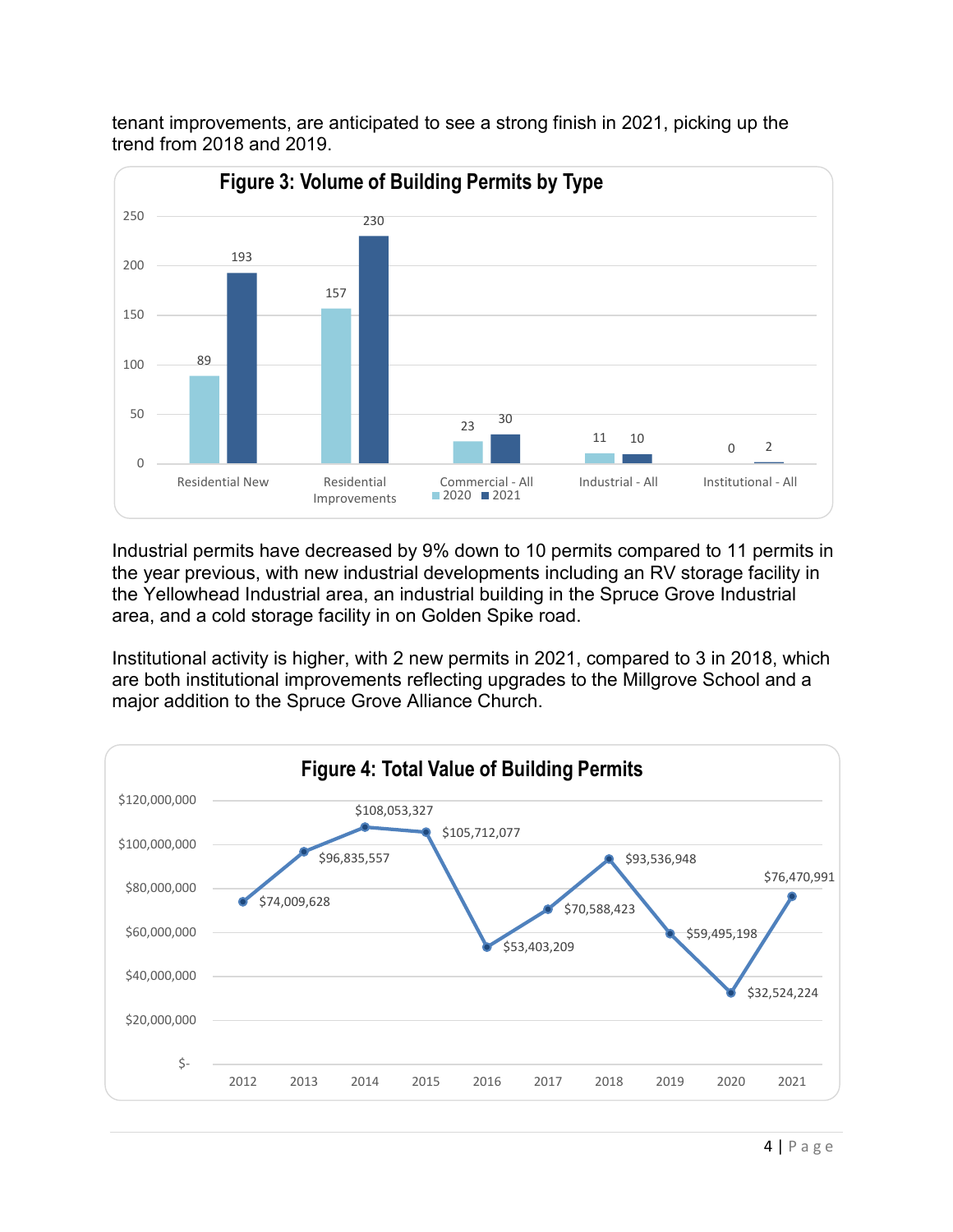tenant improvements, are anticipated to see a strong finish in 2021, picking up the trend from 2018 and 2019.

**Figure 3: Volume of Building Permits by Type**

| Type | 2020 | 2021 |
|---|---|---|
| Residential New | 89 | 193 |
| Residential Improvements | 157 | 230 |
| Commercial - All | 23 | 30 |
| Industrial - All | 11 | 10 |
| Institutional - All | 0 | 2 |

Industrial permits have decreased by 9% down to 10 permits compared to 11 permits in the year previous, with new industrial developments including an RV storage facility in the Yellowhead Industrial area, an industrial building in the Spruce Grove Industrial area, and a cold storage facility in on Golden Spike road.

Institutional activity is higher, with 2 new permits in 2021, compared to 3 in 2018, which are both institutional improvements reflecting upgrades to the Millgrove School and a major addition to the Spruce Grove Alliance Church.

**Figure 4: Total Value of Building Permits**

| Year | Total Value |
|---|---|
| 2012 | $74,009,628 |
| 2013 | $96,835,557 |
| 2014 | $108,053,327 |
| 2015 | $105,712,077 |
| 2016 | $53,403,209 |
| 2017 | $70,588,423 |
| 2018 | $93,536,948 |
| 2019 | $59,495,198 |
| 2020 | $32,524,224 |
| 2021 | $76,470,991 |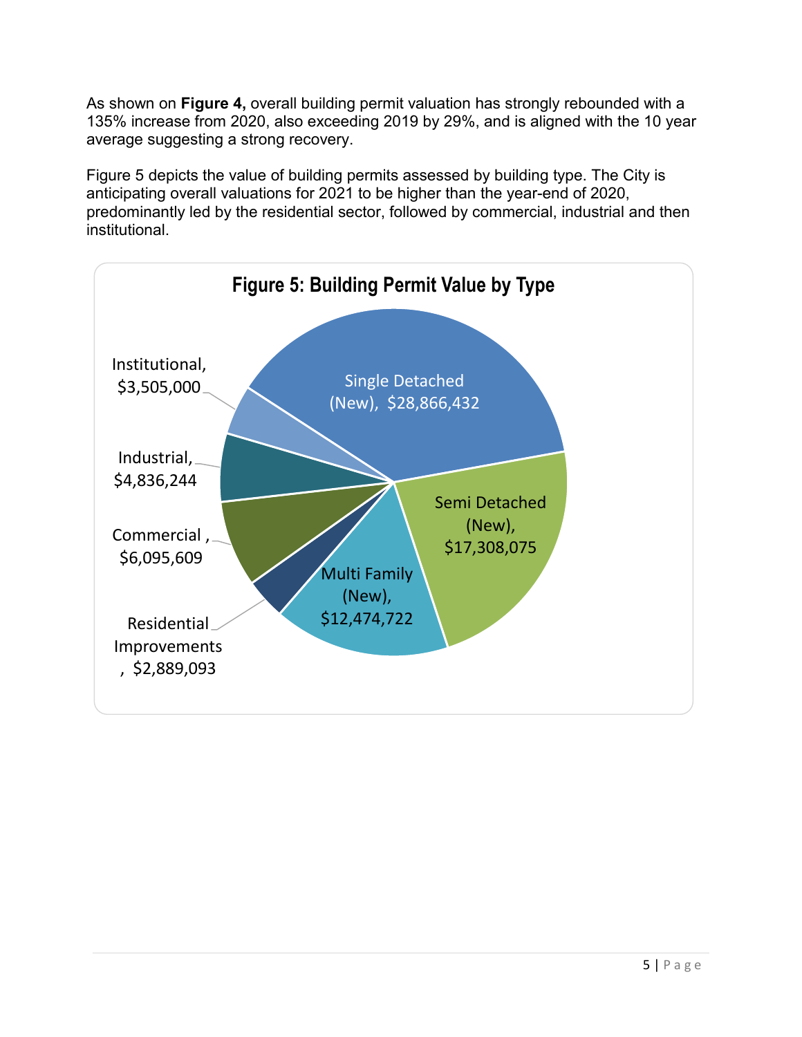As shown on **Figure 4,** overall building permit valuation has strongly rebounded with a 135% increase from 2020, also exceeding 2019 by 29%, and is aligned with the 10 year average suggesting a strong recovery.

Figure 5 depicts the value of building permits assessed by building type. The City is anticipating overall valuations for 2021 to be higher than the year-end of 2020, predominantly led by the residential sector, followed by commercial, industrial and then institutional.

**Figure 5: Building Permit Value by Type**

| Type | Value |
|---|---|
| Single Detached (New) | $28,866,432 |
| Semi Detached (New) | $17,308,075 |
| Multi Family (New) | $12,474,722 |
| Residential Improvements | $2,889,093 |
| Commercial | $6,095,609 |
| Industrial | $4,836,244 |
| Institutional | $3,505,000 |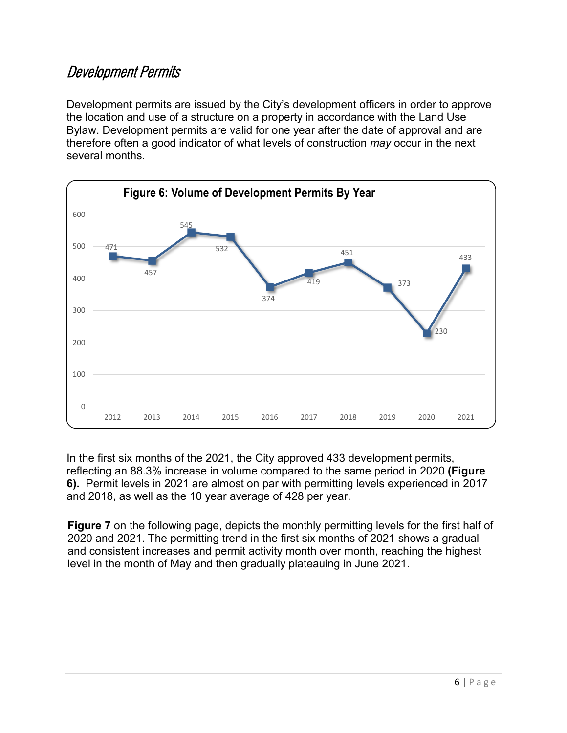## Development Permits

Development permits are issued by the City's development officers in order to approve the location and use of a structure on a property in accordance with the Land Use Bylaw. Development permits are valid for one year after the date of approval and are therefore often a good indicator of what levels of construction *may* occur in the next several months.

**Figure 6: Volume of Development Permits By Year**

| Year | Permits |
|---|---|
| 2012 | 471 |
| 2013 | 457 |
| 2014 | 545 |
| 2015 | 532 |
| 2016 | 374 |
| 2017 | 419 |
| 2018 | 451 |
| 2019 | 373 |
| 2020 | 230 |
| 2021 | 433 |

In the first six months of the 2021, the City approved 433 development permits, reflecting an 88.3% increase in volume compared to the same period in 2020 **(Figure 6).** Permit levels in 2021 are almost on par with permitting levels experienced in 2017 and 2018, as well as the 10 year average of 428 per year.

**Figure 7** on the following page, depicts the monthly permitting levels for the first half of 2020 and 2021. The permitting trend in the first six months of 2021 shows a gradual and consistent increases and permit activity month over month, reaching the highest level in the month of May and then gradually plateauing in June 2021.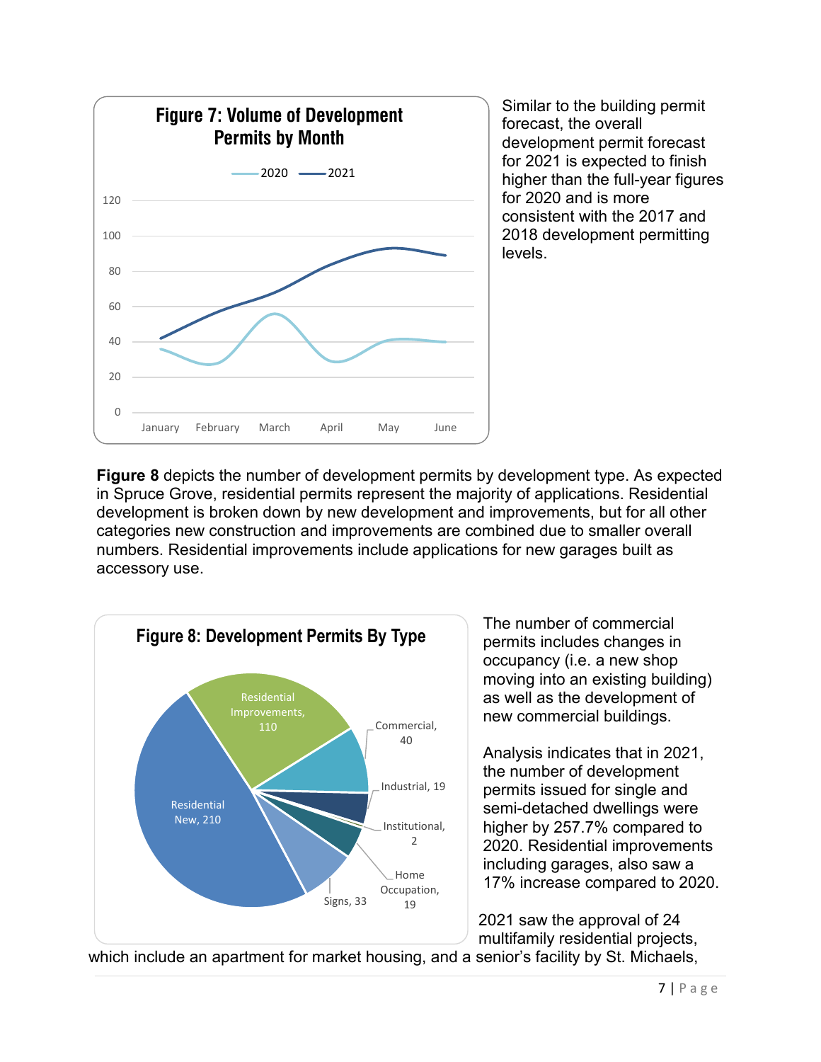**Figure 7: Volume of Development Permits by Month**

Similar to the building permit forecast, the overall development permit forecast for 2021 is expected to finish higher than the full-year figures for 2020 and is more consistent with the 2017 and 2018 development permitting levels.

**Figure 8** depicts the number of development permits by development type. As expected in Spruce Grove, residential permits represent the majority of applications. Residential development is broken down by new development and improvements, but for all other categories new construction and improvements are combined due to smaller overall numbers. Residential improvements include applications for new garages built as accessory use.

**Figure 8: Development Permits By Type**

| Type | Permits |
|---|---|
| Residential New | 210 |
| Residential Improvements | 110 |
| Commercial | 40 |
| Industrial | 19 |
| Institutional | 2 |
| Home Occupation | 19 |
| Signs | 33 |

The number of commercial permits includes changes in occupancy (i.e. a new shop moving into an existing building) as well as the development of new commercial buildings.

Analysis indicates that in 2021, the number of development permits issued for single and semi-detached dwellings were higher by 257.7% compared to 2020. Residential improvements including garages, also saw a 17% increase compared to 2020.

2021 saw the approval of 24 multifamily residential projects, which include an apartment for market housing, and a senior's facility by St. Michaels,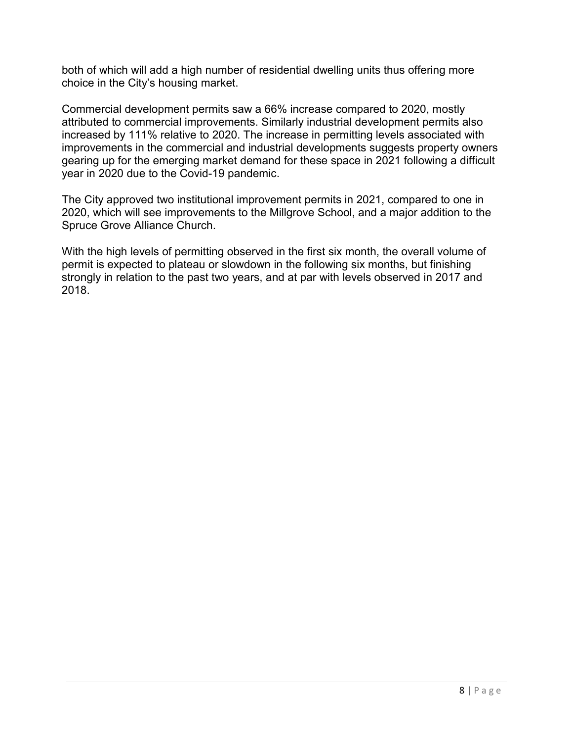both of which will add a high number of residential dwelling units thus offering more choice in the City's housing market.

Commercial development permits saw a 66% increase compared to 2020, mostly attributed to commercial improvements. Similarly industrial development permits also increased by 111% relative to 2020. The increase in permitting levels associated with improvements in the commercial and industrial developments suggests property owners gearing up for the emerging market demand for these space in 2021 following a difficult year in 2020 due to the Covid-19 pandemic.

The City approved two institutional improvement permits in 2021, compared to one in 2020, which will see improvements to the Millgrove School, and a major addition to the Spruce Grove Alliance Church.

With the high levels of permitting observed in the first six month, the overall volume of permit is expected to plateau or slowdown in the following six months, but finishing strongly in relation to the past two years, and at par with levels observed in 2017 and 2018.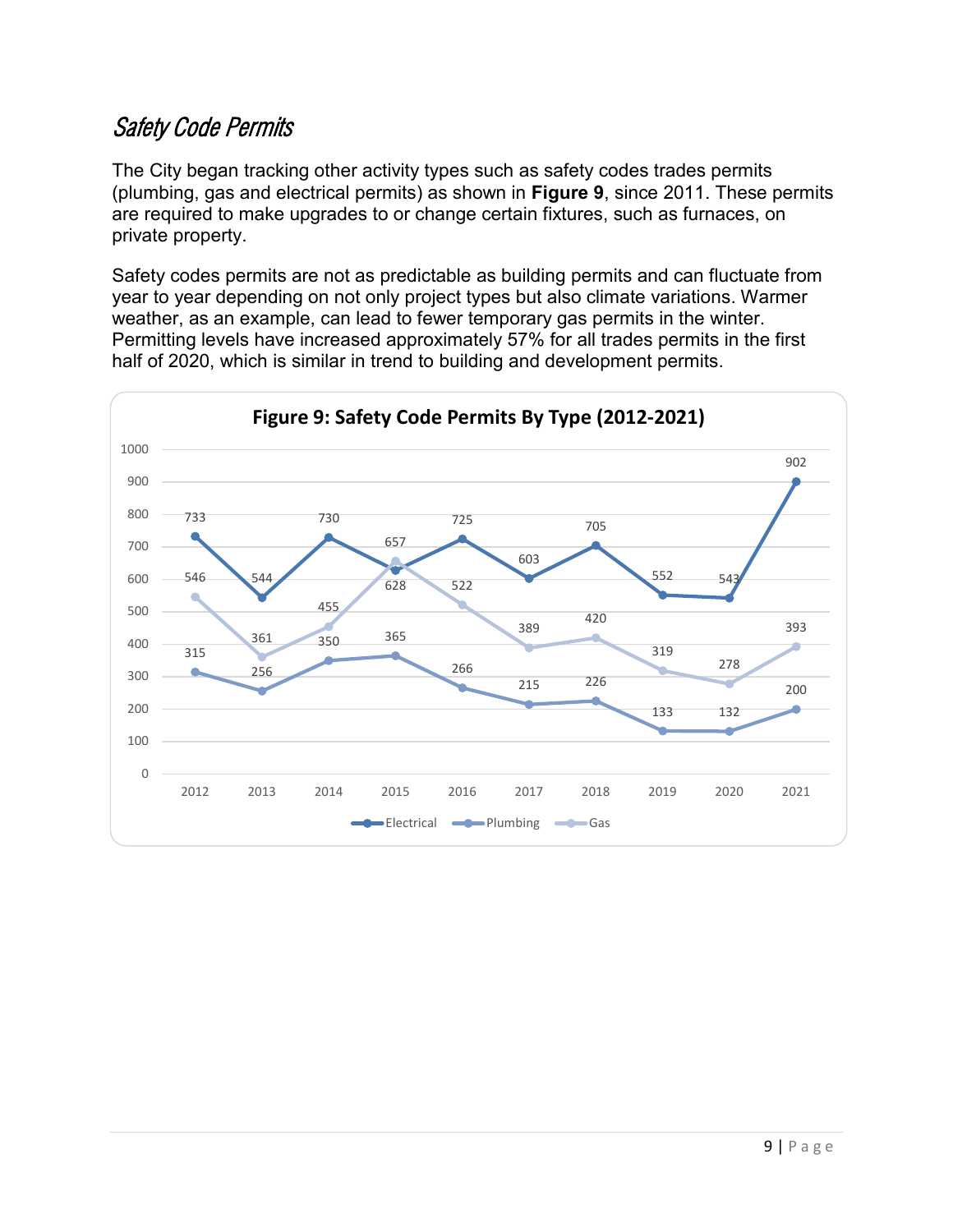## Safety Code Permits

The City began tracking other activity types such as safety codes trades permits (plumbing, gas and electrical permits) as shown in **Figure 9**, since 2011. These permits are required to make upgrades to or change certain fixtures, such as furnaces, on private property.

Safety codes permits are not as predictable as building permits and can fluctuate from year to year depending on not only project types but also climate variations. Warmer weather, as an example, can lead to fewer temporary gas permits in the winter. Permitting levels have increased approximately 57% for all trades permits in the first half of 2020, which is similar in trend to building and development permits.

**Figure 9: Safety Code Permits By Type (2012-2021)**

| Year | Electrical | Plumbing | Gas |
|---|---|---|---|
| 2012 | 733 | 315 | 546 |
| 2013 | 544 | 256 | 361 |
| 2014 | 730 | 350 | 455 |
| 2015 | 628 | 365 | 657 |
| 2016 | 725 | 266 | 522 |
| 2017 | 603 | 215 | 389 |
| 2018 | 705 | 226 | 420 |
| 2019 | 552 | 133 | 319 |
| 2020 | 543 | 132 | 278 |
| 2021 | 902 | 200 | 393 |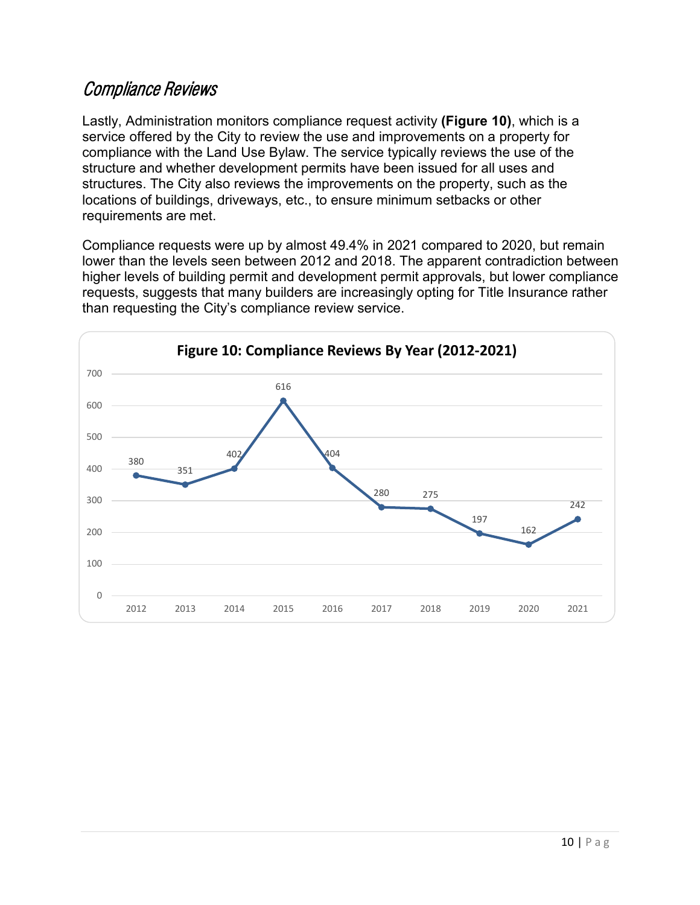## Compliance Reviews

Lastly, Administration monitors compliance request activity **(Figure 10)**, which is a service offered by the City to review the use and improvements on a property for compliance with the Land Use Bylaw. The service typically reviews the use of the structure and whether development permits have been issued for all uses and structures. The City also reviews the improvements on the property, such as the locations of buildings, driveways, etc., to ensure minimum setbacks or other requirements are met.

Compliance requests were up by almost 49.4% in 2021 compared to 2020, but remain lower than the levels seen between 2012 and 2018. The apparent contradiction between higher levels of building permit and development permit approvals, but lower compliance requests, suggests that many builders are increasingly opting for Title Insurance rather than requesting the City's compliance review service.

**Figure 10: Compliance Reviews By Year (2012-2021)**

| Year | Compliance Reviews |
|---|---|
| 2012 | 380 |
| 2013 | 351 |
| 2014 | 402 |
| 2015 | 616 |
| 2016 | 404 |
| 2017 | 280 |
| 2018 | 275 |
| 2019 | 197 |
| 2020 | 162 |
| 2021 | 242 |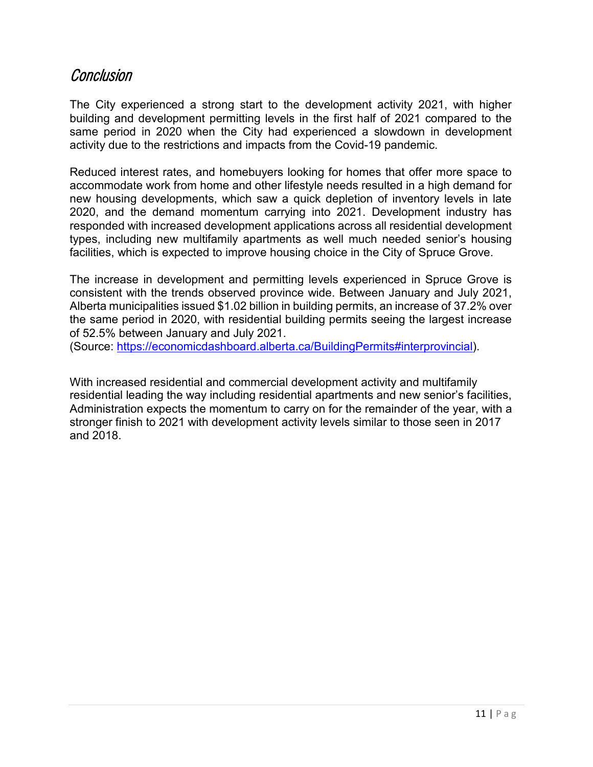# Conclusion

The City experienced a strong start to the development activity 2021, with higher building and development permitting levels in the first half of 2021 compared to the same period in 2020 when the City had experienced a slowdown in development activity due to the restrictions and impacts from the Covid-19 pandemic.

Reduced interest rates, and homebuyers looking for homes that offer more space to accommodate work from home and other lifestyle needs resulted in a high demand for new housing developments, which saw a quick depletion of inventory levels in late 2020, and the demand momentum carrying into 2021. Development industry has responded with increased development applications across all residential development types, including new multifamily apartments as well much needed senior's housing facilities, which is expected to improve housing choice in the City of Spruce Grove.

The increase in development and permitting levels experienced in Spruce Grove is consistent with the trends observed province wide. Between January and July 2021, Alberta municipalities issued $1.02 billion in building permits, an increase of 37.2% over the same period in 2020, with residential building permits seeing the largest increase of 52.5% between January and July 2021.
(Source: [https://economicdashboard.alberta.ca/BuildingPermits#interprovincial](https://economicdashboard.alberta.ca/BuildingPermits#interprovincial)).

With increased residential and commercial development activity and multifamily residential leading the way including residential apartments and new senior's facilities, Administration expects the momentum to carry on for the remainder of the year, with a stronger finish to 2021 with development activity levels similar to those seen in 2017 and 2018.